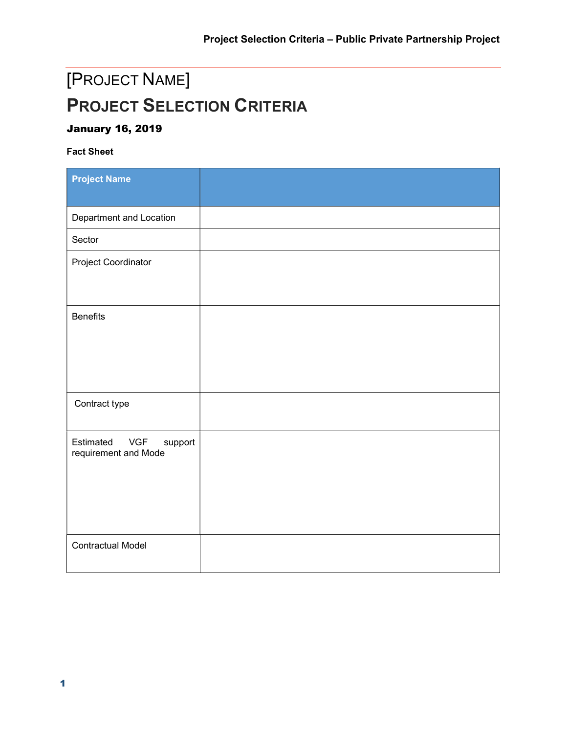# [PROJECT NAME]

# PROJECT SELECTION CRITERIA

### January 16, 2019

**Fact Sheet**

| Project Name | |
|---|---|
| Department and Location | |
| Sector | |
| Project Coordinator | |
| Benefits | |
| Contract type | |
| Estimated VGF support requirement and Mode | |
| Contractual Model | |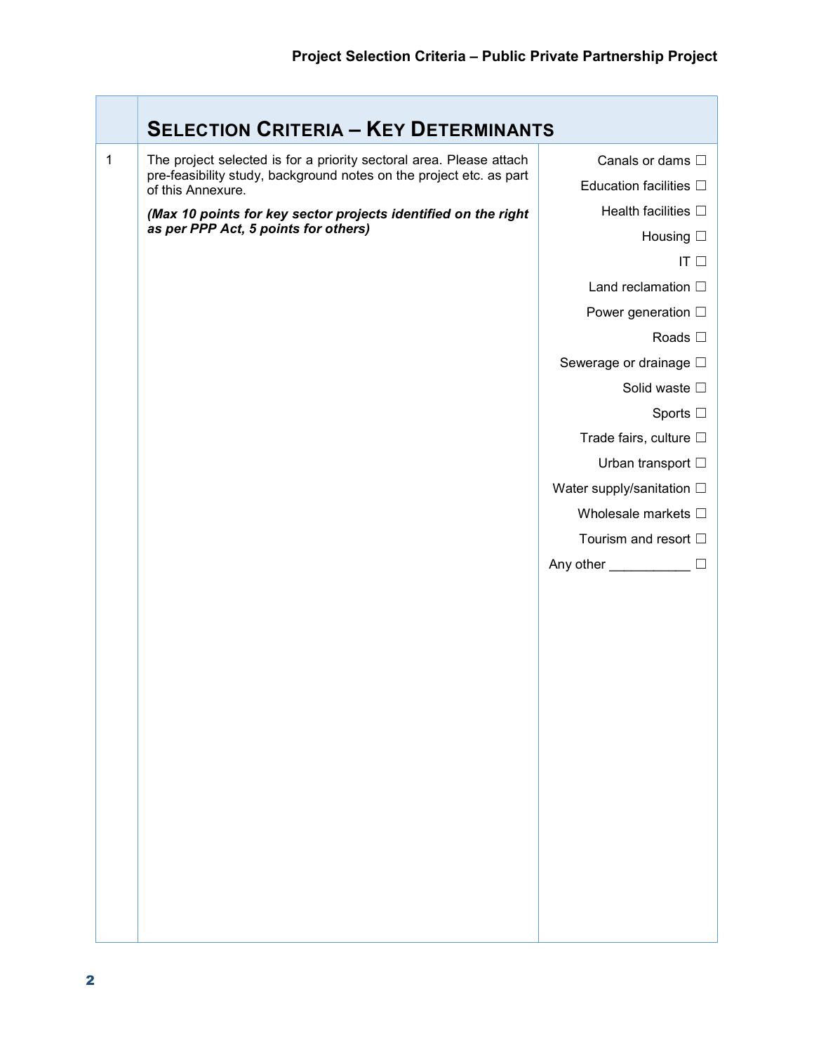| | **SELECTION CRITERIA – KEY DETERMINANTS** | |
|---|---|---|
| 1 | The project selected is for a priority sectoral area. Please attach pre-feasibility study, background notes on the project etc. as part of this Annexure.<br><br>***(Max 10 points for key sector projects identified on the right as per PPP Act, 5 points for others)*** | Canals or dams ☐<br>Education facilities ☐<br>Health facilities ☐<br>Housing ☐<br>IT ☐<br>Land reclamation ☐<br>Power generation ☐<br>Roads ☐<br>Sewerage or drainage ☐<br>Solid waste ☐<br>Sports ☐<br>Trade fairs, culture ☐<br>Urban transport ☐<br>Water supply/sanitation ☐<br>Wholesale markets ☐<br>Tourism and resort ☐<br>Any other ___________ ☐ |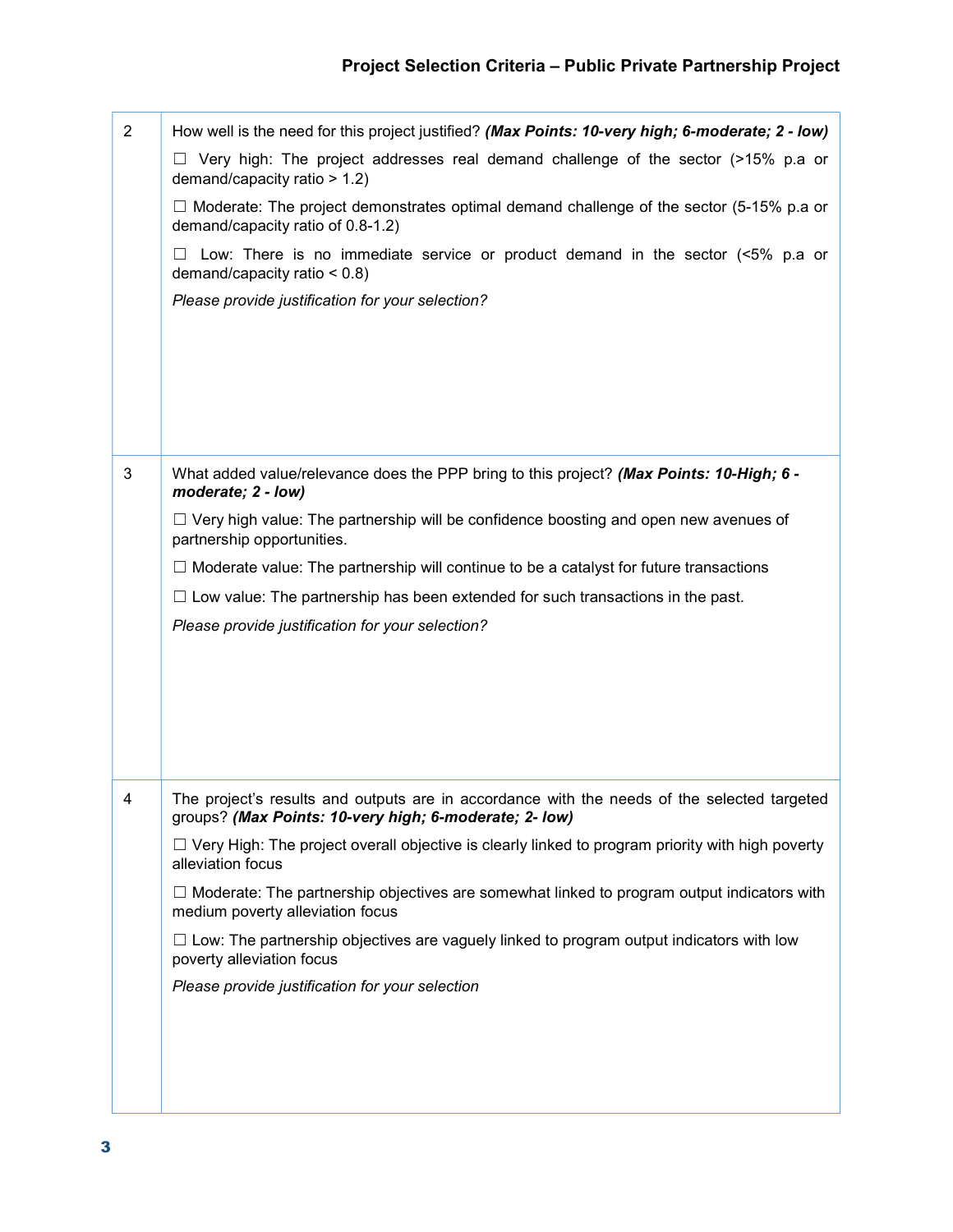| | |
|---|---|
| 2 | How well is the need for this project justified? ***(Max Points: 10-very high; 6-moderate; 2 - low)***<br><br>☐ Very high: The project addresses real demand challenge of the sector (>15% p.a or demand/capacity ratio > 1.2)<br><br>☐ Moderate: The project demonstrates optimal demand challenge of the sector (5-15% p.a or demand/capacity ratio of 0.8-1.2)<br><br>☐ Low: There is no immediate service or product demand in the sector (<5% p.a or demand/capacity ratio < 0.8)<br><br>*Please provide justification for your selection?* |
| 3 | What added value/relevance does the PPP bring to this project? ***(Max Points: 10-High; 6 - moderate; 2 - low)***<br><br>☐ Very high value: The partnership will be confidence boosting and open new avenues of partnership opportunities.<br><br>☐ Moderate value: The partnership will continue to be a catalyst for future transactions<br><br>☐ Low value: The partnership has been extended for such transactions in the past.<br><br>*Please provide justification for your selection?* |
| 4 | The project's results and outputs are in accordance with the needs of the selected targeted groups? ***(Max Points: 10-very high; 6-moderate; 2- low)***<br><br>☐ Very High: The project overall objective is clearly linked to program priority with high poverty alleviation focus<br><br>☐ Moderate: The partnership objectives are somewhat linked to program output indicators with medium poverty alleviation focus<br><br>☐ Low: The partnership objectives are vaguely linked to program output indicators with low poverty alleviation focus<br><br>*Please provide justification for your selection* |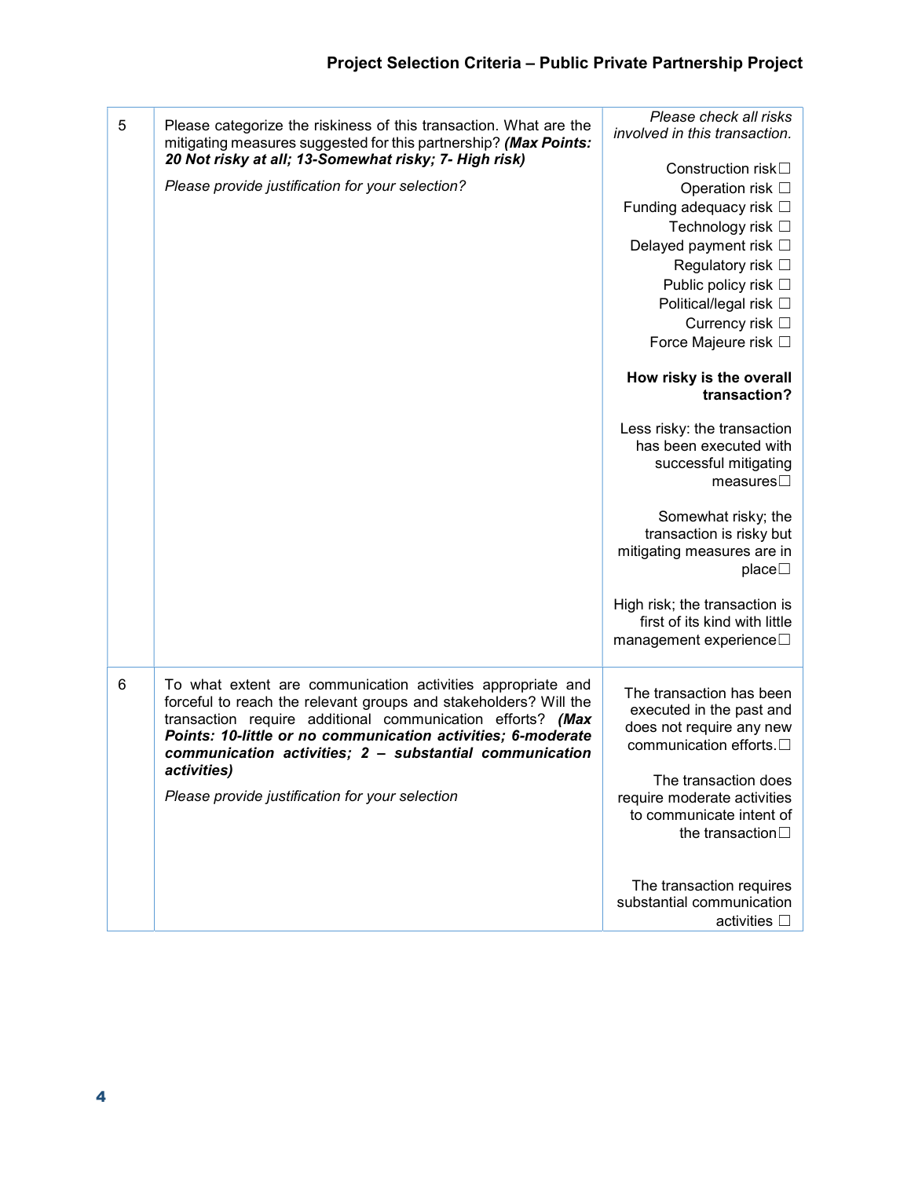| | | |
|---|---|---|
| 5 | Please categorize the riskiness of this transaction. What are the mitigating measures suggested for this partnership? ***(Max Points: 20 Not risky at all; 13-Somewhat risky; 7- High risk)***<br><br>*Please provide justification for your selection?* | *Please check all risks involved in this transaction.*<br><br>Construction risk☐<br>Operation risk ☐<br>Funding adequacy risk ☐<br>Technology risk ☐<br>Delayed payment risk ☐<br>Regulatory risk ☐<br>Public policy risk ☐<br>Political/legal risk ☐<br>Currency risk ☐<br>Force Majeure risk ☐<br><br>**How risky is the overall transaction?**<br><br>Less risky: the transaction has been executed with successful mitigating measures☐<br><br>Somewhat risky; the transaction is risky but mitigating measures are in place☐<br><br>High risk; the transaction is first of its kind with little management experience☐ |
| 6 | To what extent are communication activities appropriate and forceful to reach the relevant groups and stakeholders? Will the transaction require additional communication efforts? ***(Max Points: 10-little or no communication activities; 6-moderate communication activities; 2 – substantial communication activities)***<br><br>*Please provide justification for your selection* | The transaction has been executed in the past and does not require any new communication efforts.☐<br><br>The transaction does require moderate activities to communicate intent of the transaction☐<br><br>The transaction requires substantial communication activities ☐ |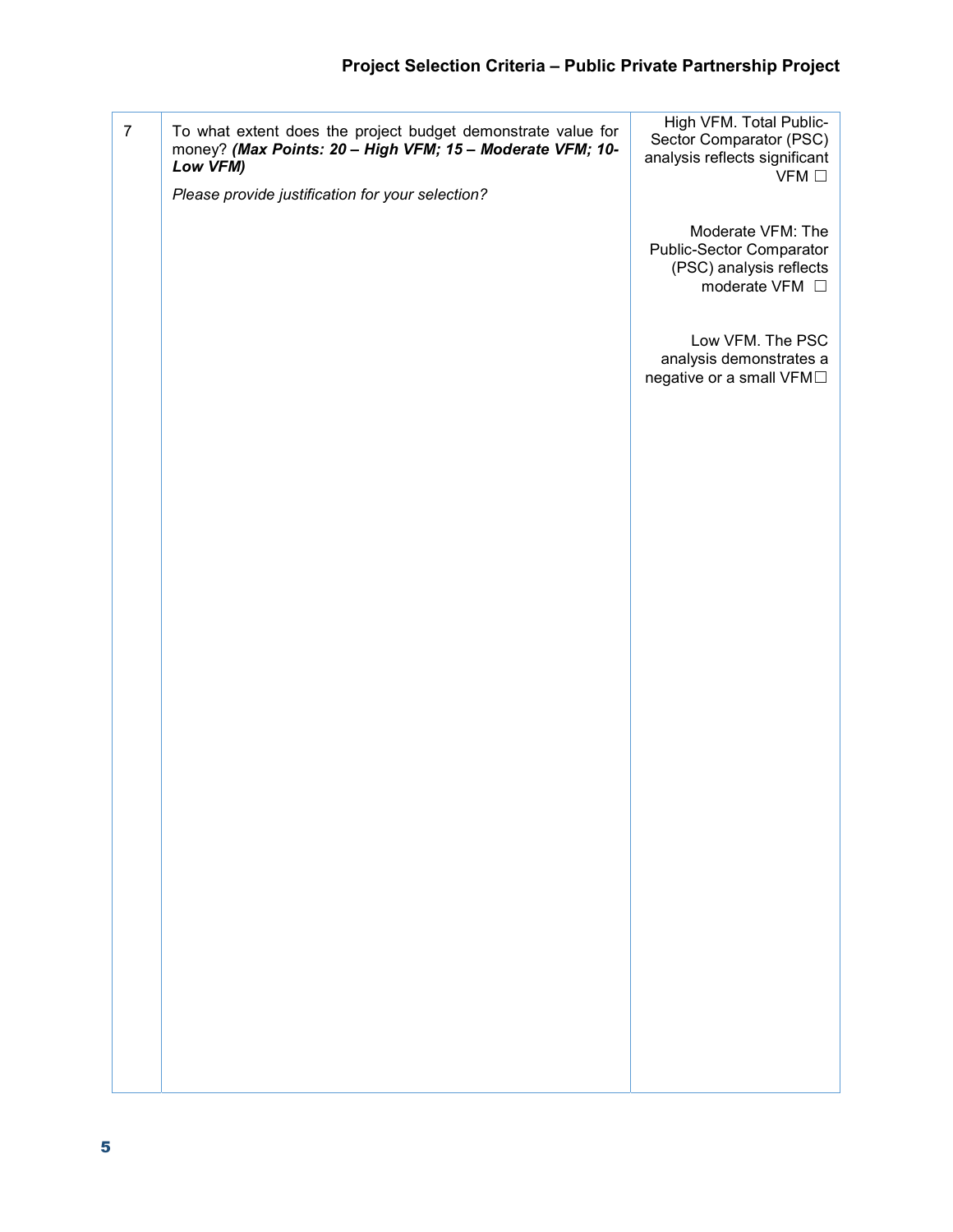| 7 | To what extent does the project budget demonstrate value for money? ***(Max Points: 20 – High VFM; 15 – Moderate VFM; 10- Low VFM)***<br><br>*Please provide justification for your selection?* | High VFM. Total Public-Sector Comparator (PSC) analysis reflects significant VFM ☐<br><br>Moderate VFM: The Public-Sector Comparator (PSC) analysis reflects moderate VFM ☐<br><br>Low VFM. The PSC analysis demonstrates a negative or a small VFM☐ |
|---|---|---|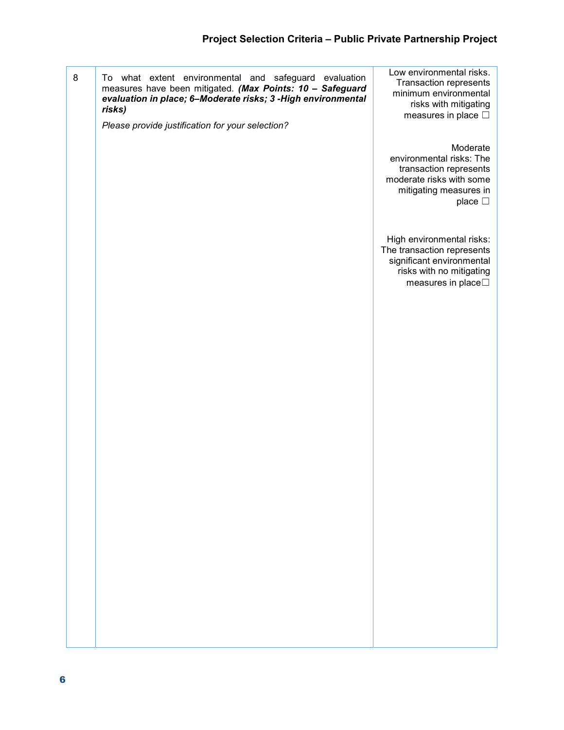| | | |
|---|---|---|
| 8 | To what extent environmental and safeguard evaluation measures have been mitigated. ***(Max Points: 10 – Safeguard evaluation in place; 6–Moderate risks; 3 -High environmental risks)***<br><br>*Please provide justification for your selection?* | Low environmental risks. Transaction represents minimum environmental risks with mitigating measures in place ☐<br><br>Moderate environmental risks: The transaction represents moderate risks with some mitigating measures in place ☐<br><br>High environmental risks: The transaction represents significant environmental risks with no mitigating measures in place☐ |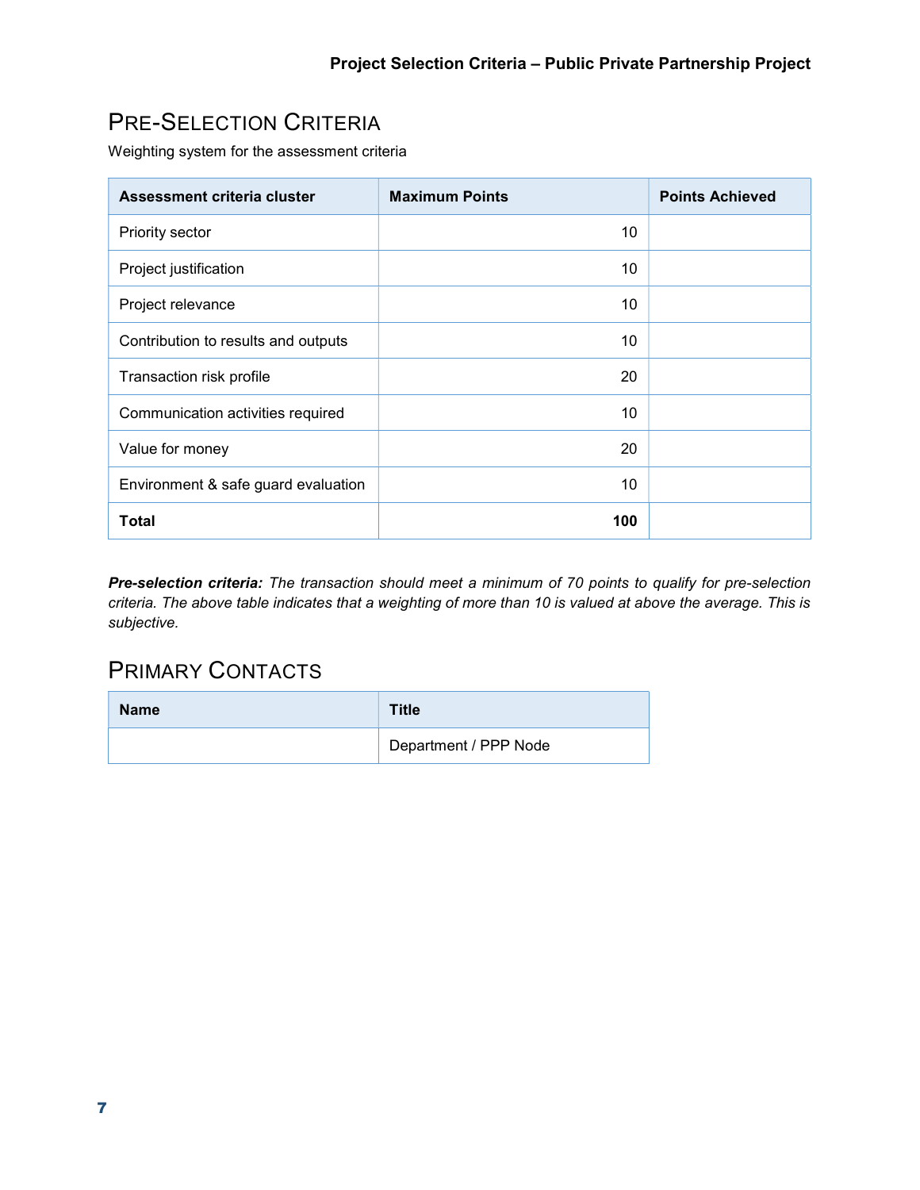## Pre-Selection Criteria

Weighting system for the assessment criteria

| Assessment criteria cluster | Maximum Points | Points Achieved |
|---|---|---|
| Priority sector | 10 | |
| Project justification | 10 | |
| Project relevance | 10 | |
| Contribution to results and outputs | 10 | |
| Transaction risk profile | 20 | |
| Communication activities required | 10 | |
| Value for money | 20 | |
| Environment & safe guard evaluation | 10 | |
| **Total** | **100** | |

***Pre-selection criteria:*** *The transaction should meet a minimum of 70 points to qualify for pre-selection criteria. The above table indicates that a weighting of more than 10 is valued at above the average. This is subjective.*

## Primary Contacts

| Name | Title |
|---|---|
| | Department / PPP Node |